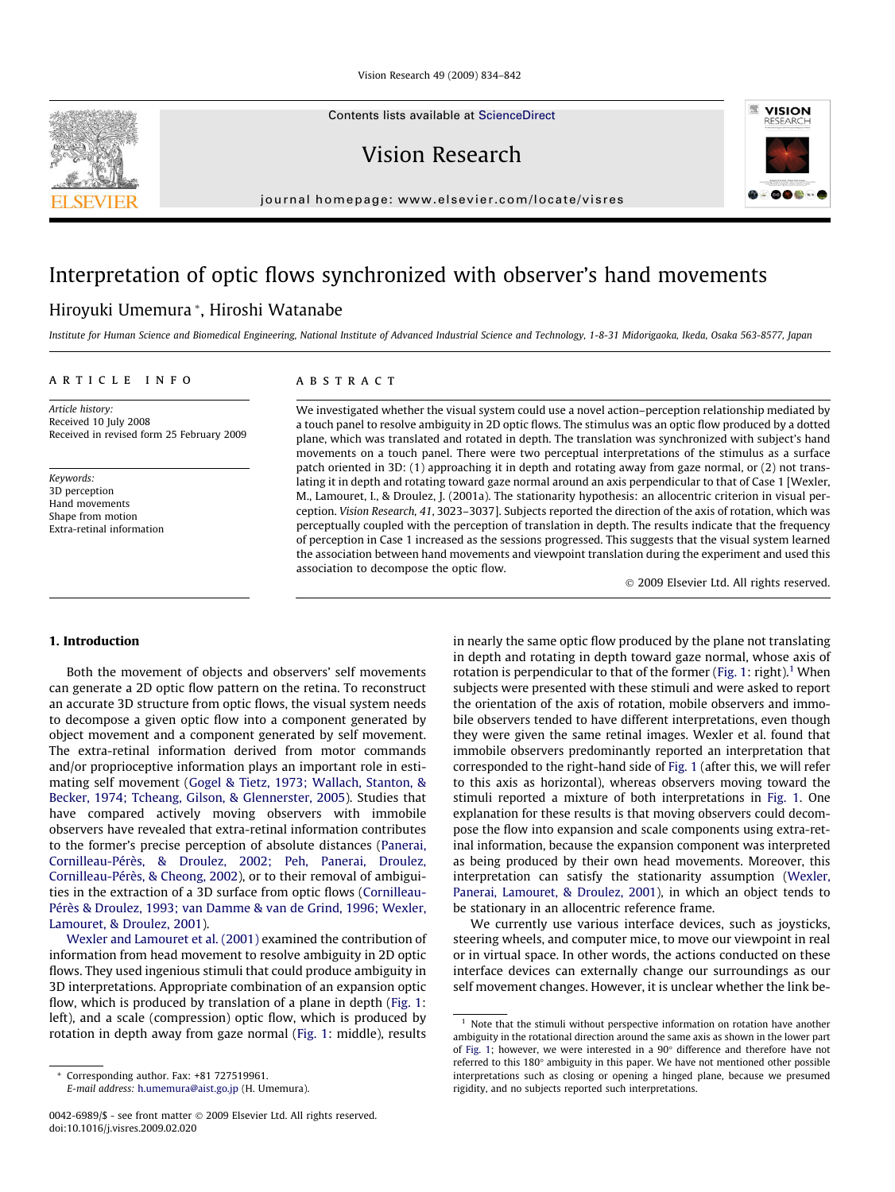# Interpretation of optic flows synchronized with observer's hand movements

Hiroyuki Umemura *, Hiroshi Watanabe

*Institute for Human Science and Biomedical Engineering, National Institute of Advanced Industrial Science and Technology, 1-8-31 Midorigaoka, Ikeda, Osaka 563-8577, Japan*

## ARTICLE INFO

*Article history:*
Received 10 July 2008
Received in revised form 25 February 2009

*Keywords:*
3D perception
Hand movements
Shape from motion
Extra-retinal information

## ABSTRACT

We investigated whether the visual system could use a novel action–perception relationship mediated by a touch panel to resolve ambiguity in 2D optic flows. The stimulus was an optic flow produced by a dotted plane, which was translated and rotated in depth. The translation was synchronized with subject's hand movements on a touch panel. There were two perceptual interpretations of the stimulus as a surface patch oriented in 3D: (1) approaching it in depth and rotating away from gaze normal, or (2) not translating it in depth and rotating toward gaze normal around an axis perpendicular to that of Case 1 [Wexler, M., Lamouret, I., & Droulez, J. (2001a). The stationarity hypothesis: an allocentric criterion in visual perception. *Vision Research, 41*, 3023–3037]. Subjects reported the direction of the axis of rotation, which was perceptually coupled with the perception of translation in depth. The results indicate that the frequency of perception in Case 1 increased as the sessions progressed. This suggests that the visual system learned the association between hand movements and viewpoint translation during the experiment and used this association to decompose the optic flow.

© 2009 Elsevier Ltd. All rights reserved.

## 1. Introduction

Both the movement of objects and observers' self movements can generate a 2D optic flow pattern on the retina. To reconstruct an accurate 3D structure from optic flows, the visual system needs to decompose a given optic flow into a component generated by object movement and a component generated by self movement. The extra-retinal information derived from motor commands and/or proprioceptive information plays an important role in estimating self movement (Gogel & Tietz, 1973; Wallach, Stanton, & Becker, 1974; Tcheang, Gilson, & Glennerster, 2005). Studies that have compared actively moving observers with immobile observers have revealed that extra-retinal information contributes to the former's precise perception of absolute distances (Panerai, Cornilleau-Pérès, & Droulez, 2002; Peh, Panerai, Droulez, Cornilleau-Pérès, & Cheong, 2002), or to their removal of ambiguities in the extraction of a 3D surface from optic flows (Cornilleau-Pérès & Droulez, 1993; van Damme & van de Grind, 1996; Wexler, Lamouret, & Droulez, 2001).

Wexler and Lamouret et al. (2001) examined the contribution of information from head movement to resolve ambiguity in 2D optic flows. They used ingenious stimuli that could produce ambiguity in 3D interpretations. Appropriate combination of an expansion optic flow, which is produced by translation of a plane in depth (Fig. 1: left), and a scale (compression) optic flow, which is produced by rotation in depth away from gaze normal (Fig. 1: middle), results in nearly the same optic flow produced by the plane not translating in depth and rotating in depth toward gaze normal, whose axis of rotation is perpendicular to that of the former (Fig. 1: right).[1] When subjects were presented with these stimuli and were asked to report the orientation of the axis of rotation, mobile observers and immobile observers tended to have different interpretations, even though they were given the same retinal images. Wexler et al. found that immobile observers predominantly reported an interpretation that corresponded to the right-hand side of Fig. 1 (after this, we will refer to this axis as horizontal), whereas observers moving toward the stimuli reported a mixture of both interpretations in Fig. 1. One explanation for these results is that moving observers could decompose the flow into expansion and scale components using extra-retinal information, because the expansion component was interpreted as being produced by their own head movements. Moreover, this interpretation can satisfy the stationarity assumption (Wexler, Panerai, Lamouret, & Droulez, 2001), in which an object tends to be stationary in an allocentric reference frame.

We currently use various interface devices, such as joysticks, steering wheels, and computer mice, to move our viewpoint in real or in virtual space. In other words, the actions conducted on these interface devices can externally change our surroundings as our self movement changes. However, it is unclear whether the link be-

[1] Note that the stimuli without perspective information on rotation have another ambiguity in the rotational direction around the same axis as shown in the lower part of Fig. 1; however, we were interested in a 90° difference and therefore have not referred to this 180° ambiguity in this paper. We have not mentioned other possible interpretations such as closing or opening a hinged plane, because we presumed rigidity, and no subjects reported such interpretations.

* Corresponding author. Fax: +81 727519961.
E-mail address: h.umemura@aist.go.jp (H. Umemura).

0042-6989/$ - see front matter © 2009 Elsevier Ltd. All rights reserved.
doi:10.1016/j.visres.2009.02.020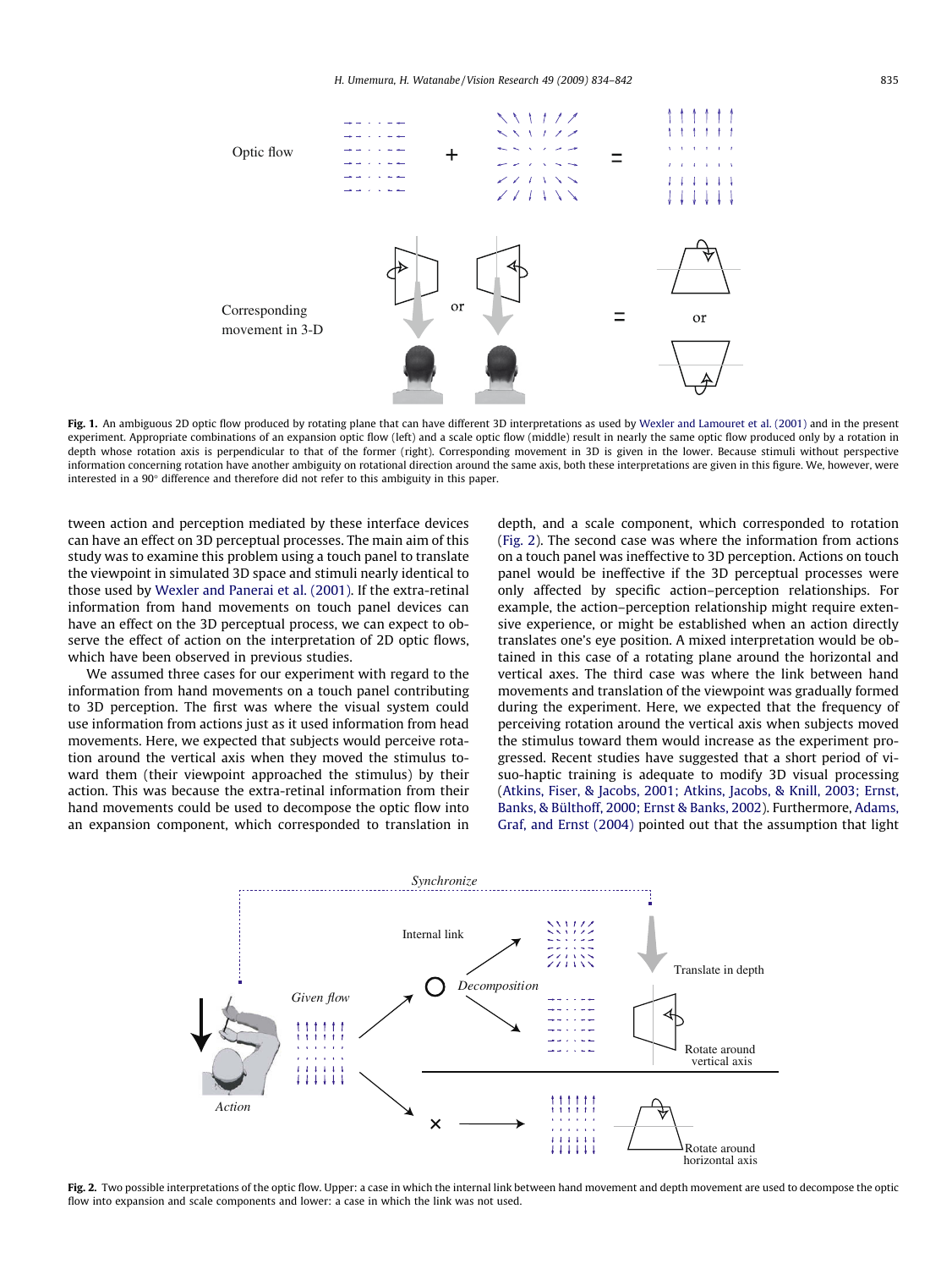**Fig. 1.** An ambiguous 2D optic flow produced by rotating plane that can have different 3D interpretations as used by Wexler and Lamouret et al. (2001) and in the present experiment. Appropriate combinations of an expansion optic flow (left) and a scale optic flow (middle) result in nearly the same optic flow produced only by a rotation in depth whose rotation axis is perpendicular to that of the former (right). Corresponding movement in 3D is given in the lower. Because stimuli without perspective information concerning rotation have another ambiguity on rotational direction around the same axis, both these interpretations are given in this figure. We, however, were interested in a 90° difference and therefore did not refer to this ambiguity in this paper.

tween action and perception mediated by these interface devices can have an effect on 3D perceptual processes. The main aim of this study was to examine this problem using a touch panel to translate the viewpoint in simulated 3D space and stimuli nearly identical to those used by Wexler and Panerai et al. (2001). If the extra-retinal information from hand movements on touch panel devices can have an effect on the 3D perceptual process, we can expect to observe the effect of action on the interpretation of 2D optic flows, which have been observed in previous studies.

We assumed three cases for our experiment with regard to the information from hand movements on a touch panel contributing to 3D perception. The first was where the visual system could use information from actions just as it used information from head movements. Here, we expected that subjects would perceive rotation around the vertical axis when they moved the stimulus toward them (their viewpoint approached the stimulus) by their action. This was because the extra-retinal information from their hand movements could be used to decompose the optic flow into an expansion component, which corresponded to translation in depth, and a scale component, which corresponded to rotation (Fig. 2). The second case was where the information from actions on a touch panel was ineffective to 3D perception. Actions on touch panel would be ineffective if the 3D perceptual processes were only affected by specific action–perception relationships. For example, the action–perception relationship might require extensive experience, or might be established when an action directly translates one's eye position. A mixed interpretation would be obtained in this case of a rotating plane around the horizontal and vertical axes. The third case was where the link between hand movements and translation of the viewpoint was gradually formed during the experiment. Here, we expected that the frequency of perceiving rotation around the vertical axis when subjects moved the stimulus toward them would increase as the experiment progressed. Recent studies have suggested that a short period of visuo-haptic training is adequate to modify 3D visual processing (Atkins, Fiser, & Jacobs, 2001; Atkins, Jacobs, & Knill, 2003; Ernst, Banks, & Bülthoff, 2000; Ernst & Banks, 2002). Furthermore, Adams, Graf, and Ernst (2004) pointed out that the assumption that light

**Fig. 2.** Two possible interpretations of the optic flow. Upper: a case in which the internal link between hand movement and depth movement are used to decompose the optic flow into expansion and scale components and lower: a case in which the link was not used.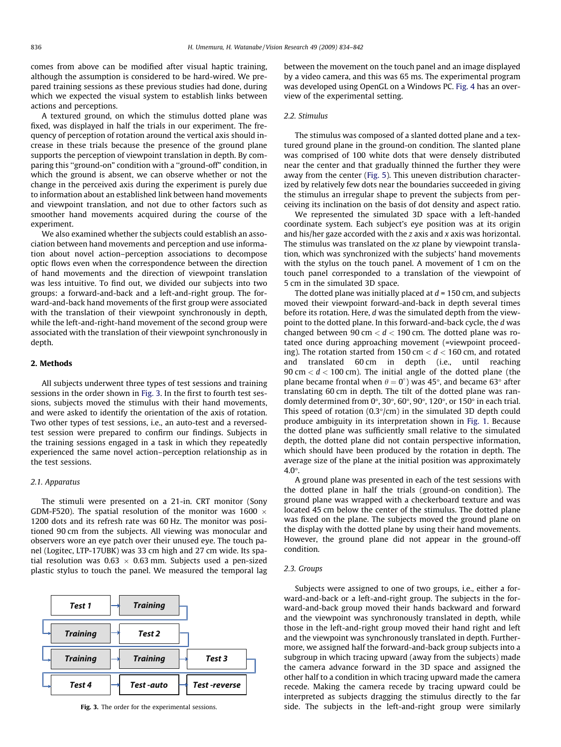comes from above can be modified after visual haptic training, although the assumption is considered to be hard-wired. We prepared training sessions as these previous studies had done, during which we expected the visual system to establish links between actions and perceptions.

A textured ground, on which the stimulus dotted plane was fixed, was displayed in half the trials in our experiment. The frequency of perception of rotation around the vertical axis should increase in these trials because the presence of the ground plane supports the perception of viewpoint translation in depth. By comparing this "ground-on" condition with a "ground-off" condition, in which the ground is absent, we can observe whether or not the change in the perceived axis during the experiment is purely due to information about an established link between hand movements and viewpoint translation, and not due to other factors such as smoother hand movements acquired during the course of the experiment.

We also examined whether the subjects could establish an association between hand movements and perception and use information about novel action–perception associations to decompose optic flows even when the correspondence between the direction of hand movements and the direction of viewpoint translation was less intuitive. To find out, we divided our subjects into two groups: a forward-and-back and a left-and-right group. The forward-and-back hand movements of the first group were associated with the translation of their viewpoint synchronously in depth, while the left-and-right-hand movement of the second group were associated with the translation of their viewpoint synchronously in depth.

## 2. Methods

All subjects underwent three types of test sessions and training sessions in the order shown in Fig. 3. In the first to fourth test sessions, subjects moved the stimulus with their hand movements, and were asked to identify the orientation of the axis of rotation. Two other types of test sessions, i.e., an auto-test and a reversed-test session were prepared to confirm our findings. Subjects in the training sessions engaged in a task in which they repeatedly experienced the same novel action–perception relationship as in the test sessions.

### 2.1. Apparatus

The stimuli were presented on a 21-in. CRT monitor (Sony GDM-F520). The spatial resolution of the monitor was 1600 $\times$ 1200 dots and its refresh rate was 60 Hz. The monitor was positioned 90 cm from the subjects. All viewing was monocular and observers wore an eye patch over their unused eye. The touch panel (Logitec, LTP-17UBK) was 33 cm high and 27 cm wide. Its spatial resolution was 0.63 $\times$ 0.63 mm. Subjects used a pen-sized plastic stylus to touch the panel. We measured the temporal lag between the movement on the touch panel and an image displayed by a video camera, and this was 65 ms. The experimental program was developed using OpenGL on a Windows PC. Fig. 4 has an overview of the experimental setting.

| | | |
|---|---|---|
| *Test 1* | *Training* | |
| *Training* | *Test 2* | |
| *Training* | *Training* | *Test 3* |
| *Test 4* | *Test -auto* | *Test -reverse* |

**Fig. 3.** The order for the experimental sessions.

### 2.2. Stimulus

The stimulus was composed of a slanted dotted plane and a textured ground plane in the ground-on condition. The slanted plane was comprised of 100 white dots that were densely distributed near the center and that gradually thinned the further they were away from the center (Fig. 5). This uneven distribution characterized by relatively few dots near the boundaries succeeded in giving the stimulus an irregular shape to prevent the subjects from perceiving its inclination on the basis of dot density and aspect ratio.

We represented the simulated 3D space with a left-handed coordinate system. Each subject's eye position was at its origin and his/her gaze accorded with the $z$ axis and $x$ axis was horizontal. The stimulus was translated on the $xz$ plane by viewpoint translation, which was synchronized with the subjects' hand movements with the stylus on the touch panel. A movement of 1 cm on the touch panel corresponded to a translation of the viewpoint of 5 cm in the simulated 3D space.

The dotted plane was initially placed at $d = 150$ cm, and subjects moved their viewpoint forward-and-back in depth several times before its rotation. Here, $d$ was the simulated depth from the viewpoint to the dotted plane. In this forward-and-back cycle, the $d$ was changed between 90 cm $< d <$ 190 cm. The dotted plane was rotated once during approaching movement (=viewpoint proceeding). The rotation started from 150 cm $< d <$ 160 cm, and rotated and translated 60 cm in depth (i.e., until reaching 90 cm $< d <$ 100 cm). The initial angle of the dotted plane (the plane became frontal when $\theta = 0^\circ$) was 45°, and became 63° after translating 60 cm in depth. The tilt of the dotted plane was randomly determined from 0°, 30°, 60°, 90°, 120°, or 150° in each trial. This speed of rotation (0.3°/cm) in the simulated 3D depth could produce ambiguity in its interpretation shown in Fig. 1. Because the dotted plane was sufficiently small relative to the simulated depth, the dotted plane did not contain perspective information, which should have been produced by the rotation in depth. The average size of the plane at the initial position was approximately 4.0°.

A ground plane was presented in each of the test sessions with the dotted plane in half the trials (ground-on condition). The ground plane was wrapped with a checkerboard texture and was located 45 cm below the center of the stimulus. The dotted plane was fixed on the plane. The subjects moved the ground plane on the display with the dotted plane by using their hand movements. However, the ground plane did not appear in the ground-off condition.

### 2.3. Groups

Subjects were assigned to one of two groups, i.e., either a forward-and-back or a left-and-right group. The subjects in the forward-and-back group moved their hands backward and forward and the viewpoint was synchronously translated in depth, while those in the left-and-right group moved their hand right and left and the viewpoint was synchronously translated in depth. Furthermore, we assigned half the forward-and-back group subjects into a subgroup in which tracing upward (away from the subjects) made the camera advance forward in the 3D space and assigned the other half to a condition in which tracing upward made the camera recede. Making the camera recede by tracing upward could be interpreted as subjects dragging the stimulus directly to the far side. The subjects in the left-and-right group were similarly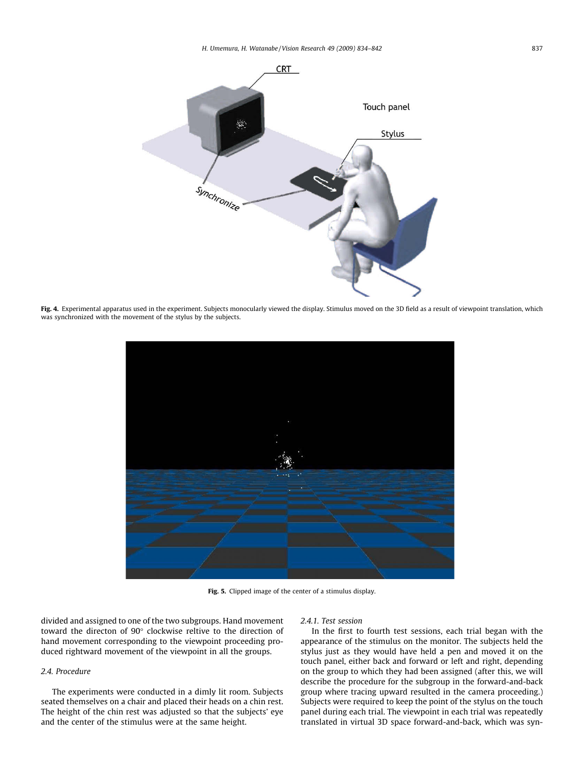Fig. 4. Experimental apparatus used in the experiment. Subjects monocularly viewed the display. Stimulus moved on the 3D field as a result of viewpoint translation, which was synchronized with the movement of the stylus by the subjects.

Fig. 5. Clipped image of the center of a stimulus display.

divided and assigned to one of the two subgroups. Hand movement toward the directon of 90° clockwise reltive to the direction of hand movement corresponding to the viewpoint proceeding produced rightward movement of the viewpoint in all the groups.

### 2.4. Procedure

The experiments were conducted in a dimly lit room. Subjects seated themselves on a chair and placed their heads on a chin rest. The height of the chin rest was adjusted so that the subjects' eye and the center of the stimulus were at the same height.

#### 2.4.1. Test session

In the first to fourth test sessions, each trial began with the appearance of the stimulus on the monitor. The subjects held the stylus just as they would have held a pen and moved it on the touch panel, either back and forward or left and right, depending on the group to which they had been assigned (after this, we will describe the procedure for the subgroup in the forward-and-back group where tracing upward resulted in the camera proceeding.) Subjects were required to keep the point of the stylus on the touch panel during each trial. The viewpoint in each trial was repeatedly translated in virtual 3D space forward-and-back, which was syn-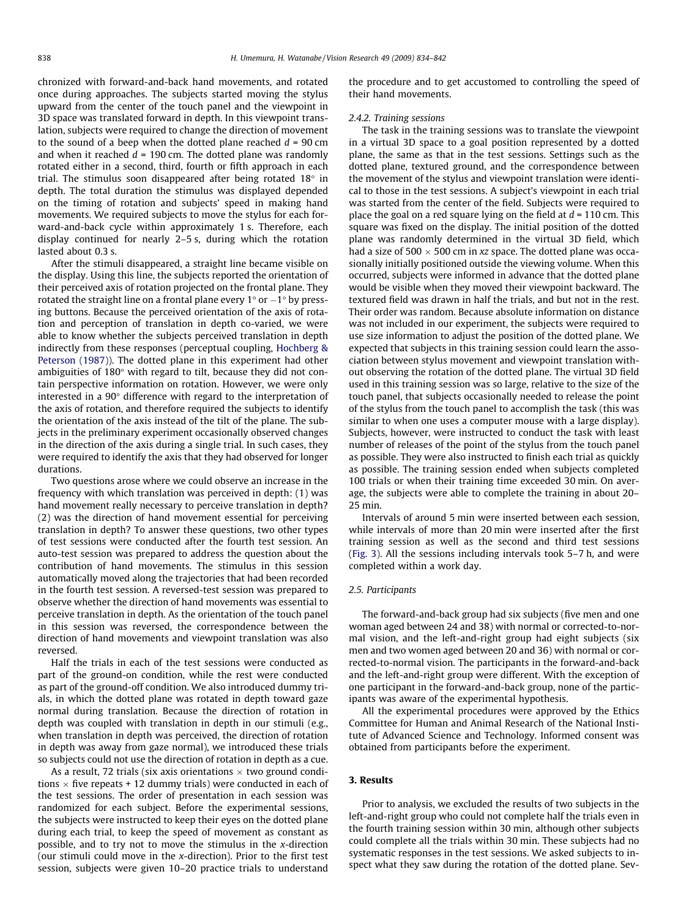chronized with forward-and-back hand movements, and rotated once during approaches. The subjects started moving the stylus upward from the center of the touch panel and the viewpoint in 3D space was translated forward in depth. In this viewpoint translation, subjects were required to change the direction of movement to the sound of a beep when the dotted plane reached $d$ = 90 cm and when it reached $d$ = 190 cm. The dotted plane was randomly rotated either in a second, third, fourth or fifth approach in each trial. The stimulus soon disappeared after being rotated 18° in depth. The total duration the stimulus was displayed depended on the timing of rotation and subjects' speed in making hand movements. We required subjects to move the stylus for each forward-and-back cycle within approximately 1 s. Therefore, each display continued for nearly 2–5 s, during which the rotation lasted about 0.3 s.

After the stimuli disappeared, a straight line became visible on the display. Using this line, the subjects reported the orientation of their perceived axis of rotation projected on the frontal plane. They rotated the straight line on a frontal plane every 1° or −1° by pressing buttons. Because the perceived orientation of the axis of rotation and perception of translation in depth co-varied, we were able to know whether the subjects perceived translation in depth indirectly from these responses (perceptual coupling, Hochberg & Peterson (1987)). The dotted plane in this experiment had other ambiguities of 180° with regard to tilt, because they did not contain perspective information on rotation. However, we were only interested in a 90° difference with regard to the interpretation of the axis of rotation, and therefore required the subjects to identify the orientation of the axis instead of the tilt of the plane. The subjects in the preliminary experiment occasionally observed changes in the direction of the axis during a single trial. In such cases, they were required to identify the axis that they had observed for longer durations.

Two questions arose where we could observe an increase in the frequency with which translation was perceived in depth: (1) was hand movement really necessary to perceive translation in depth? (2) was the direction of hand movement essential for perceiving translation in depth? To answer these questions, two other types of test sessions were conducted after the fourth test session. An auto-test session was prepared to address the question about the contribution of hand movements. The stimulus in this session automatically moved along the trajectories that had been recorded in the fourth test session. A reversed-test session was prepared to observe whether the direction of hand movements was essential to perceive translation in depth. As the orientation of the touch panel in this session was reversed, the correspondence between the direction of hand movements and viewpoint translation was also reversed.

Half the trials in each of the test sessions were conducted as part of the ground-on condition, while the rest were conducted as part of the ground-off condition. We also introduced dummy trials, in which the dotted plane was rotated in depth toward gaze normal during translation. Because the direction of rotation in depth was coupled with translation in depth in our stimuli (e.g., when translation in depth was perceived, the direction of rotation in depth was away from gaze normal), we introduced these trials so subjects could not use the direction of rotation in depth as a cue.

As a result, 72 trials (six axis orientations × two ground conditions × five repeats + 12 dummy trials) were conducted in each of the test sessions. The order of presentation in each session was randomized for each subject. Before the experimental sessions, the subjects were instructed to keep their eyes on the dotted plane during each trial, to keep the speed of movement as constant as possible, and to try not to move the stimulus in the $x$-direction (our stimuli could move in the $x$-direction). Prior to the first test session, subjects were given 10–20 practice trials to understand the procedure and to get accustomed to controlling the speed of their hand movements.

#### 2.4.2. Training sessions

The task in the training sessions was to translate the viewpoint in a virtual 3D space to a goal position represented by a dotted plane, the same as that in the test sessions. Settings such as the dotted plane, textured ground, and the correspondence between the movement of the stylus and viewpoint translation were identical to those in the test sessions. A subject's viewpoint in each trial was started from the center of the field. Subjects were required to place the goal on a red square lying on the field at $d$ = 110 cm. This square was fixed on the display. The initial position of the dotted plane was randomly determined in the virtual 3D field, which had a size of 500 × 500 cm in $xz$ space. The dotted plane was occasionally initially positioned outside the viewing volume. When this occurred, subjects were informed in advance that the dotted plane would be visible when they moved their viewpoint backward. The textured field was drawn in half the trials, and but not in the rest. Their order was random. Because absolute information on distance was not included in our experiment, the subjects were required to use size information to adjust the position of the dotted plane. We expected that subjects in this training session could learn the association between stylus movement and viewpoint translation without observing the rotation of the dotted plane. The virtual 3D field used in this training session was so large, relative to the size of the touch panel, that subjects occasionally needed to release the point of the stylus from the touch panel to accomplish the task (this was similar to when one uses a computer mouse with a large display). Subjects, however, were instructed to conduct the task with least number of releases of the point of the stylus from the touch panel as possible. They were also instructed to finish each trial as quickly as possible. The training session ended when subjects completed 100 trials or when their training time exceeded 30 min. On average, the subjects were able to complete the training in about 20–25 min.

Intervals of around 5 min were inserted between each session, while intervals of more than 20 min were inserted after the first training session as well as the second and third test sessions (Fig. 3). All the sessions including intervals took 5–7 h, and were completed within a work day.

### 2.5. Participants

The forward-and-back group had six subjects (five men and one woman aged between 24 and 38) with normal or corrected-to-normal vision, and the left-and-right group had eight subjects (six men and two women aged between 20 and 36) with normal or corrected-to-normal vision. The participants in the forward-and-back and the left-and-right group were different. With the exception of one participant in the forward-and-back group, none of the participants was aware of the experimental hypothesis.

All the experimental procedures were approved by the Ethics Committee for Human and Animal Research of the National Institute of Advanced Science and Technology. Informed consent was obtained from participants before the experiment.

## 3. Results

Prior to analysis, we excluded the results of two subjects in the left-and-right group who could not complete half the trials even in the fourth training session within 30 min, although other subjects could complete all the trials within 30 min. These subjects had no systematic responses in the test sessions. We asked subjects to inspect what they saw during the rotation of the dotted plane. Sev-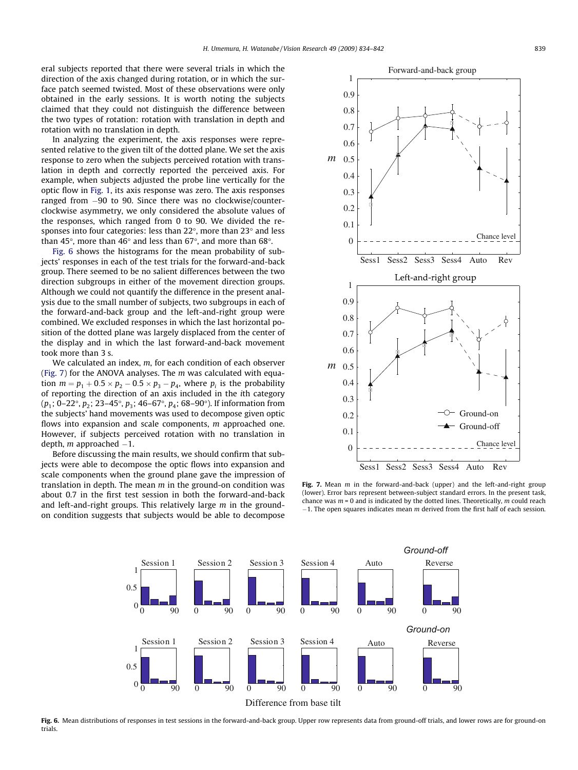eral subjects reported that there were several trials in which the direction of the axis changed during rotation, or in which the surface patch seemed twisted. Most of these observations were only obtained in the early sessions. It is worth noting the subjects claimed that they could not distinguish the difference between the two types of rotation: rotation with translation in depth and rotation with no translation in depth.

In analyzing the experiment, the axis responses were represented relative to the given tilt of the dotted plane. We set the axis response to zero when the subjects perceived rotation with translation in depth and correctly reported the perceived axis. For example, when subjects adjusted the probe line vertically for the optic flow in Fig. 1, its axis response was zero. The axis responses ranged from −90 to 90. Since there was no clockwise/counterclockwise asymmetry, we only considered the absolute values of the responses, which ranged from 0 to 90. We divided the responses into four categories: less than 22°, more than 23° and less than 45°, more than 46° and less than 67°, and more than 68°.

Fig. 6 shows the histograms for the mean probability of subjects' responses in each of the test trials for the forward-and-back group. There seemed to be no salient differences between the two direction subgroups in either of the movement direction groups. Although we could not quantify the difference in the present analysis due to the small number of subjects, two subgroups in each of the forward-and-back group and the left-and-right group were combined. We excluded responses in which the last horizontal position of the dotted plane was largely displaced from the center of the display and in which the last forward-and-back movement took more than 3 s.

We calculated an index, $m$, for each condition of each observer (Fig. 7) for the ANOVA analyses. The $m$ was calculated with equation $m = p_1 + 0.5 \times p_2 - 0.5 \times p_3 - p_4$, where $p_i$ is the probability of reporting the direction of an axis included in the $i$th category ($p_1$; 0–22°, $p_2$; 23–45°, $p_3$; 46–67°, $p_4$; 68–90°). If information from the subjects' hand movements was used to decompose given optic flows into expansion and scale components, $m$ approached one. However, if subjects perceived rotation with no translation in depth, $m$ approached −1.

Before discussing the main results, we should confirm that subjects were able to decompose the optic flows into expansion and scale components when the ground plane gave the impression of translation in depth. The mean $m$ in the ground-on condition was about 0.7 in the first test session in both the forward-and-back and left-and-right groups. This relatively large $m$ in the ground-on condition suggests that subjects would be able to decompose

**Fig. 7.** Mean $m$ in the forward-and-back (upper) and the left-and-right group (lower). Error bars represent between-subject standard errors. In the present task, chance was $m = 0$ and is indicated by the dotted lines. Theoretically, $m$ could reach −1. The open squares indicates mean $m$ derived from the first half of each session.

**Fig. 6.** Mean distributions of responses in test sessions in the forward-and-back group. Upper row represents data from ground-off trials, and lower rows are for ground-on trials.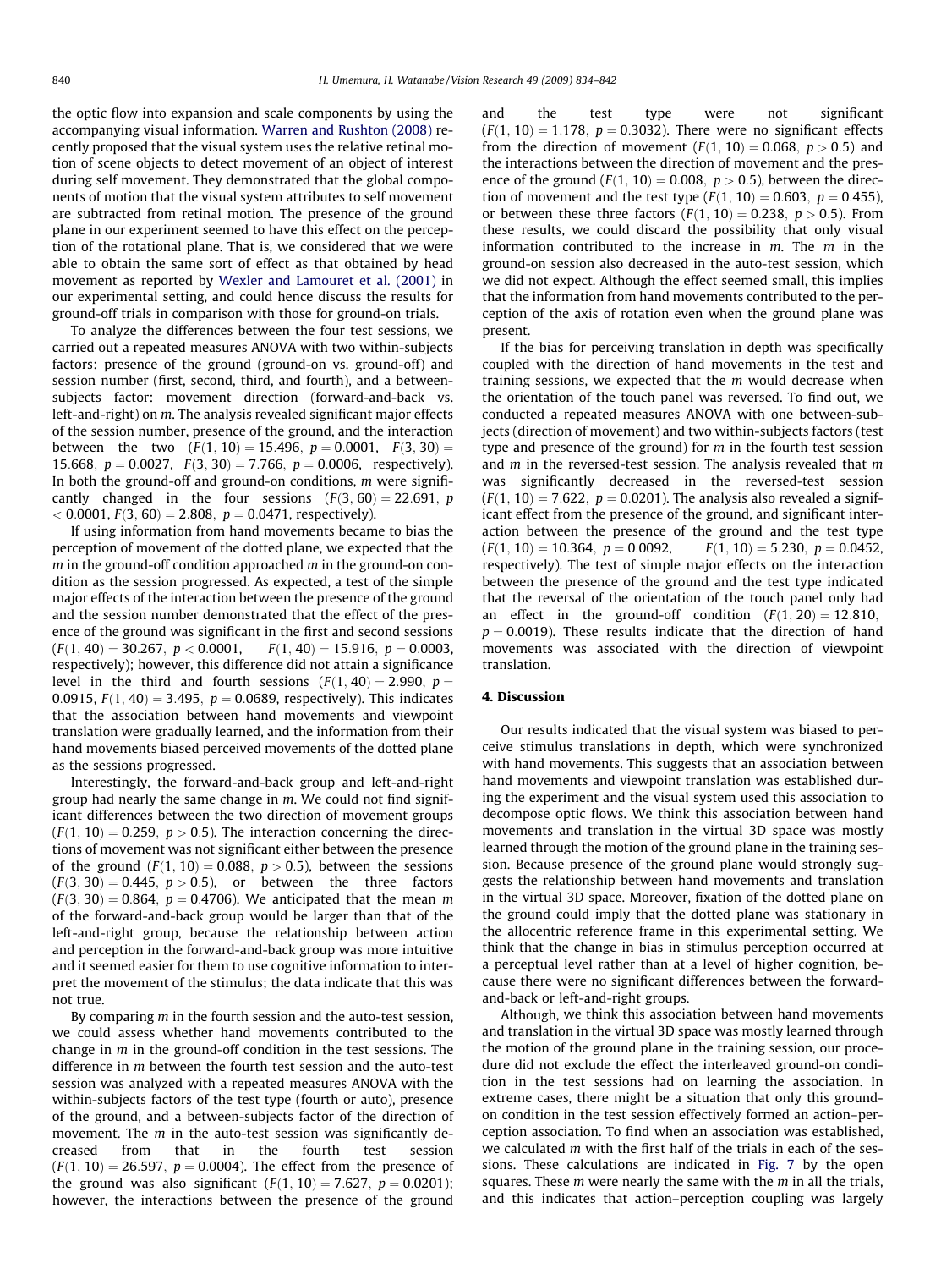the optic flow into expansion and scale components by using the accompanying visual information. Warren and Rushton (2008) recently proposed that the visual system uses the relative retinal motion of scene objects to detect movement of an object of interest during self movement. They demonstrated that the global components of motion that the visual system attributes to self movement are subtracted from retinal motion. The presence of the ground plane in our experiment seemed to have this effect on the perception of the rotational plane. That is, we considered that we were able to obtain the same sort of effect as that obtained by head movement as reported by Wexler and Lamouret et al. (2001) in our experimental setting, and could hence discuss the results for ground-off trials in comparison with those for ground-on trials.

To analyze the differences between the four test sessions, we carried out a repeated measures ANOVA with two within-subjects factors: presence of the ground (ground-on vs. ground-off) and session number (first, second, third, and fourth), and a between-subjects factor: movement direction (forward-and-back vs. left-and-right) on $m$. The analysis revealed significant major effects of the session number, presence of the ground, and the interaction between the two ($F(1, 10) = 15.496$, $p = 0.0001$, $F(3, 30) = 15.668$, $p = 0.0027$, $F(3, 30) = 7.766$, $p = 0.0006$, respectively). In both the ground-off and ground-on conditions, $m$ were significantly changed in the four sessions ($F(3, 60) = 22.691$, $p < 0.0001$, $F(3, 60) = 2.808$, $p = 0.0471$, respectively).

If using information from hand movements became to bias the perception of movement of the dotted plane, we expected that the $m$ in the ground-off condition approached $m$ in the ground-on condition as the session progressed. As expected, a test of the simple major effects of the interaction between the presence of the ground and the session number demonstrated that the effect of the presence of the ground was significant in the first and second sessions ($F(1, 40) = 30.267$, $p < 0.0001$, $F(1, 40) = 15.916$, $p = 0.0003$, respectively); however, this difference did not attain a significance level in the third and fourth sessions ($F(1, 40) = 2.990$, $p = 0.0915$, $F(1, 40) = 3.495$, $p = 0.0689$, respectively). This indicates that the association between hand movements and viewpoint translation were gradually learned, and the information from their hand movements biased perceived movements of the dotted plane as the sessions progressed.

Interestingly, the forward-and-back group and left-and-right group had nearly the same change in $m$. We could not find significant differences between the two direction of movement groups ($F(1, 10) = 0.259$, $p > 0.5$). The interaction concerning the directions of movement was not significant either between the presence of the ground ($F(1, 10) = 0.088$, $p > 0.5$), between the sessions ($F(3, 30) = 0.445$, $p > 0.5$), or between the three factors ($F(3, 30) = 0.864$, $p = 0.4706$). We anticipated that the mean $m$ of the forward-and-back group would be larger than that of the left-and-right group, because the relationship between action and perception in the forward-and-back group was more intuitive and it seemed easier for them to use cognitive information to interpret the movement of the stimulus; the data indicate that this was not true.

By comparing $m$ in the fourth session and the auto-test session, we could assess whether hand movements contributed to the change in $m$ in the ground-off condition in the test sessions. The difference in $m$ between the fourth test session and the auto-test session was analyzed with a repeated measures ANOVA with the within-subjects factors of the test type (fourth or auto), presence of the ground, and a between-subjects factor of the direction of movement. The $m$ in the auto-test session was significantly decreased from that in the fourth test session ($F(1, 10) = 26.597$, $p = 0.0004$). The effect from the presence of the ground was also significant ($F(1, 10) = 7.627$, $p = 0.0201$); however, the interactions between the presence of the ground and the test type were not significant ($F(1, 10) = 1.178$, $p = 0.3032$). There were no significant effects from the direction of movement ($F(1, 10) = 0.068$, $p > 0.5$) and the interactions between the direction of movement and the presence of the ground ($F(1, 10) = 0.008$, $p > 0.5$), between the direction of movement and the test type ($F(1, 10) = 0.603$, $p = 0.455$), or between these three factors ($F(1, 10) = 0.238$, $p > 0.5$). From these results, we could discard the possibility that only visual information contributed to the increase in $m$. The $m$ in the ground-on session also decreased in the auto-test session, which we did not expect. Although the effect seemed small, this implies that the information from hand movements contributed to the perception of the axis of rotation even when the ground plane was present.

If the bias for perceiving translation in depth was specifically coupled with the direction of hand movements in the test and training sessions, we expected that the $m$ would decrease when the orientation of the touch panel was reversed. To find out, we conducted a repeated measures ANOVA with one between-subjects (direction of movement) and two within-subjects factors (test type and presence of the ground) for $m$ in the fourth test session and $m$ in the reversed-test session. The analysis revealed that $m$ was significantly decreased in the reversed-test session ($F(1, 10) = 7.622$, $p = 0.0201$). The analysis also revealed a significant effect from the presence of the ground, and significant interaction between the presence of the ground and the test type ($F(1, 10) = 10.364$, $p = 0.0092$, $F(1, 10) = 5.230$, $p = 0.0452$, respectively). The test of simple major effects on the interaction between the presence of the ground and the test type indicated that the reversal of the orientation of the touch panel only had an effect in the ground-off condition ($F(1, 20) = 12.810$, $p = 0.0019$). These results indicate that the direction of hand movements was associated with the direction of viewpoint translation.

## 4. Discussion

Our results indicated that the visual system was biased to perceive stimulus translations in depth, which were synchronized with hand movements. This suggests that an association between hand movements and viewpoint translation was established during the experiment and the visual system used this association to decompose optic flows. We think this association between hand movements and translation in the virtual 3D space was mostly learned through the motion of the ground plane in the training session. Because presence of the ground plane would strongly suggests the relationship between hand movements and translation in the virtual 3D space. Moreover, fixation of the dotted plane on the ground could imply that the dotted plane was stationary in the allocentric reference frame in this experimental setting. We think that the change in bias in stimulus perception occurred at a perceptual level rather than at a level of higher cognition, because there were no significant differences between the forward-and-back or left-and-right groups.

Although, we think this association between hand movements and translation in the virtual 3D space was mostly learned through the motion of the ground plane in the training session, our procedure did not exclude the effect the interleaved ground-on condition in the test sessions had on learning the association. In extreme cases, there might be a situation that only this ground-on condition in the test session effectively formed an action–perception association. To find when an association was established, we calculated $m$ with the first half of the trials in each of the sessions. These calculations are indicated in Fig. 7 by the open squares. These $m$ were nearly the same with the $m$ in all the trials, and this indicates that action–perception coupling was largely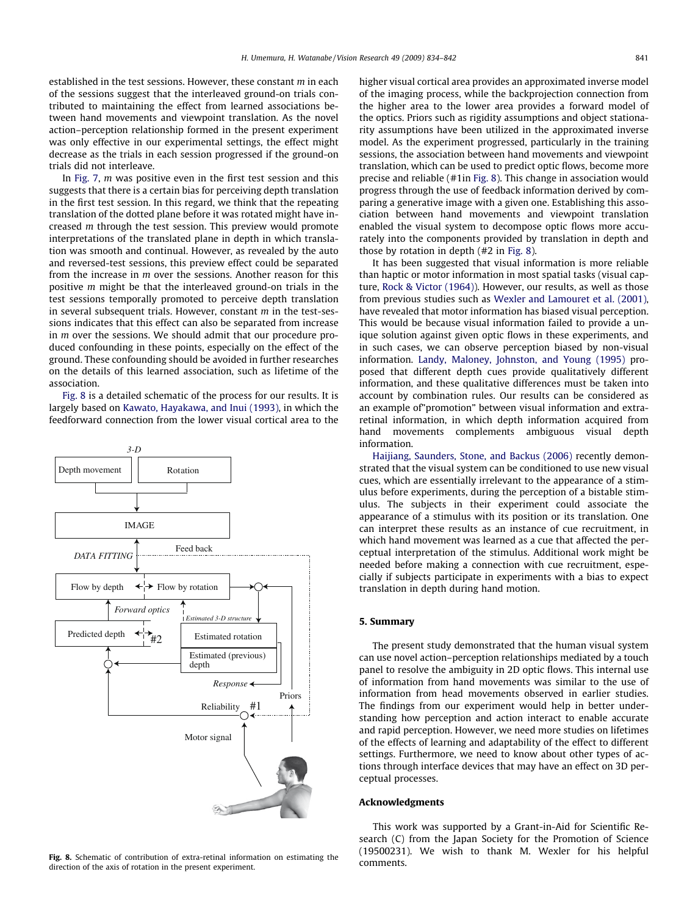established in the test sessions. However, these constant $m$ in each of the sessions suggest that the interleaved ground-on trials contributed to maintaining the effect from learned associations between hand movements and viewpoint translation. As the novel action–perception relationship formed in the present experiment was only effective in our experimental settings, the effect might decrease as the trials in each session progressed if the ground-on trials did not interleave.

In Fig. 7, $m$ was positive even in the first test session and this suggests that there is a certain bias for perceiving depth translation in the first test session. In this regard, we think that the repeating translation of the dotted plane before it was rotated might have increased $m$ through the test session. This preview would promote interpretations of the translated plane in depth in which translation was smooth and continual. However, as revealed by the auto and reversed-test sessions, this preview effect could be separated from the increase in $m$ over the sessions. Another reason for this positive $m$ might be that the interleaved ground-on trials in the test sessions temporally promoted to perceive depth translation in several subsequent trials. However, constant $m$ in the test-sessions indicates that this effect can also be separated from increase in $m$ over the sessions. We should admit that our procedure produced confounding in these points, especially on the effect of the ground. These confounding should be avoided in further researches on the details of this learned association, such as lifetime of the association.

Fig. 8 is a detailed schematic of the process for our results. It is largely based on Kawato, Hayakawa, and Inui (1993), in which the feedforward connection from the lower visual cortical area to the higher visual cortical area provides an approximated inverse model of the imaging process, while the backprojection connection from the higher area to the lower area provides a forward model of the optics. Priors such as rigidity assumptions and object stationarity assumptions have been utilized in the approximated inverse model. As the experiment progressed, particularly in the training sessions, the association between hand movements and viewpoint translation, which can be used to predict optic flows, become more precise and reliable (#1in Fig. 8). This change in association would progress through the use of feedback information derived by comparing a generative image with a given one. Establishing this association between hand movements and viewpoint translation enabled the visual system to decompose optic flows more accurately into the components provided by translation in depth and those by rotation in depth (#2 in Fig. 8).

3-D
Depth movement
Rotation
IMAGE
DATA FITTING
Feed back
Flow by depth
Flow by rotation
Forward optics
Estimated 3-D structure
Predicted depth
#2
Estimated rotation
Estimated (previous) depth
Response
Priors
Reliability
#1
Motor signal

**Fig. 8.** Schematic of contribution of extra-retinal information on estimating the direction of the axis of rotation in the present experiment.

It has been suggested that visual information is more reliable than haptic or motor information in most spatial tasks (visual capture, Rock & Victor (1964)). However, our results, as well as those from previous studies such as Wexler and Lamouret et al. (2001), have revealed that motor information has biased visual perception. This would be because visual information failed to provide a unique solution against given optic flows in these experiments, and in such cases, we can observe perception biased by non-visual information. Landy, Maloney, Johnston, and Young (1995) proposed that different depth cues provide qualitatively different information, and these qualitative differences must be taken into account by combination rules. Our results can be considered as an example of"promotion" between visual information and extra-retinal information, in which depth information acquired from hand movements complements ambiguous visual depth information.

Haijiang, Saunders, Stone, and Backus (2006) recently demonstrated that the visual system can be conditioned to use new visual cues, which are essentially irrelevant to the appearance of a stimulus before experiments, during the perception of a bistable stimulus. The subjects in their experiment could associate the appearance of a stimulus with its position or its translation. One can interpret these results as an instance of cue recruitment, in which hand movement was learned as a cue that affected the perceptual interpretation of the stimulus. Additional work might be needed before making a connection with cue recruitment, especially if subjects participate in experiments with a bias to expect translation in depth during hand motion.

## 5. Summary

The present study demonstrated that the human visual system can use novel action–perception relationships mediated by a touch panel to resolve the ambiguity in 2D optic flows. This internal use of information from hand movements was similar to the use of information from head movements observed in earlier studies. The findings from our experiment would help in better understanding how perception and action interact to enable accurate and rapid perception. However, we need more studies on lifetimes of the effects of learning and adaptability of the effect to different settings. Furthermore, we need to know about other types of actions through interface devices that may have an effect on 3D perceptual processes.

## Acknowledgments

This work was supported by a Grant-in-Aid for Scientific Research (C) from the Japan Society for the Promotion of Science (19500231). We wish to thank M. Wexler for his helpful comments.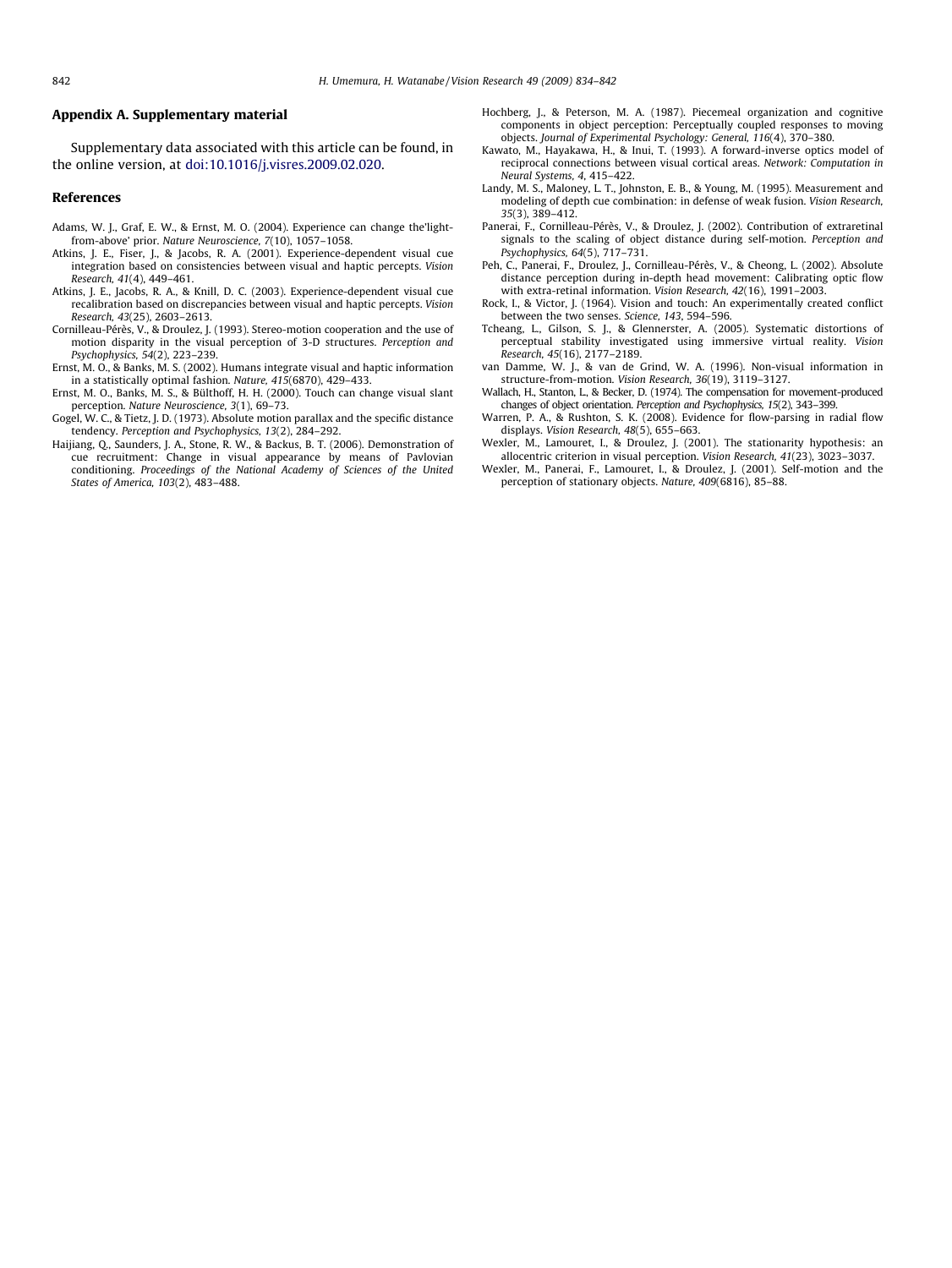## Appendix A. Supplementary material

Supplementary data associated with this article can be found, in the online version, at doi:10.1016/j.visres.2009.02.020.

## References

Adams, W. J., Graf, E. W., & Ernst, M. O. (2004). Experience can change the'light-from-above' prior. *Nature Neuroscience, 7*(10), 1057–1058.

Atkins, J. E., Fiser, J., & Jacobs, R. A. (2001). Experience-dependent visual cue integration based on consistencies between visual and haptic percepts. *Vision Research, 41*(4), 449–461.

Atkins, J. E., Jacobs, R. A., & Knill, D. C. (2003). Experience-dependent visual cue recalibration based on discrepancies between visual and haptic percepts. *Vision Research, 43*(25), 2603–2613.

Cornilleau-Pérès, V., & Droulez, J. (1993). Stereo-motion cooperation and the use of motion disparity in the visual perception of 3-D structures. *Perception and Psychophysics, 54*(2), 223–239.

Ernst, M. O., & Banks, M. S. (2002). Humans integrate visual and haptic information in a statistically optimal fashion. *Nature, 415*(6870), 429–433.

Ernst, M. O., Banks, M. S., & Bülthoff, H. H. (2000). Touch can change visual slant perception. *Nature Neuroscience, 3*(1), 69–73.

Gogel, W. C., & Tietz, J. D. (1973). Absolute motion parallax and the specific distance tendency. *Perception and Psychophysics, 13*(2), 284–292.

Haijiang, Q., Saunders, J. A., Stone, R. W., & Backus, B. T. (2006). Demonstration of cue recruitment: Change in visual appearance by means of Pavlovian conditioning. *Proceedings of the National Academy of Sciences of the United States of America, 103*(2), 483–488.

Hochberg, J., & Peterson, M. A. (1987). Piecemeal organization and cognitive components in object perception: Perceptually coupled responses to moving objects. *Journal of Experimental Psychology: General, 116*(4), 370–380.

Kawato, M., Hayakawa, H., & Inui, T. (1993). A forward-inverse optics model of reciprocal connections between visual cortical areas. *Network: Computation in Neural Systems, 4*, 415–422.

Landy, M. S., Maloney, L. T., Johnston, E. B., & Young, M. (1995). Measurement and modeling of depth cue combination: in defense of weak fusion. *Vision Research, 35*(3), 389–412.

Panerai, F., Cornilleau-Pérès, V., & Droulez, J. (2002). Contribution of extraretinal signals to the scaling of object distance during self-motion. *Perception and Psychophysics, 64*(5), 717–731.

Peh, C., Panerai, F., Droulez, J., Cornilleau-Pérès, V., & Cheong, L. (2002). Absolute distance perception during in-depth head movement: Calibrating optic flow with extra-retinal information. *Vision Research, 42*(16), 1991–2003.

Rock, I., & Victor, J. (1964). Vision and touch: An experimentally created conflict between the two senses. *Science, 143*, 594–596.

Tcheang, L., Gilson, S. J., & Glennerster, A. (2005). Systematic distortions of perceptual stability investigated using immersive virtual reality. *Vision Research, 45*(16), 2177–2189.

van Damme, W. J., & van de Grind, W. A. (1996). Non-visual information in structure-from-motion. *Vision Research, 36*(19), 3119–3127.

Wallach, H., Stanton, L., & Becker, D. (1974). The compensation for movement-produced changes of object orientation. *Perception and Psychophysics, 15*(2), 343–399.

Warren, P. A., & Rushton, S. K. (2008). Evidence for flow-parsing in radial flow displays. *Vision Research, 48*(5), 655–663.

Wexler, M., Lamouret, I., & Droulez, J. (2001). The stationarity hypothesis: an allocentric criterion in visual perception. *Vision Research, 41*(23), 3023–3037.

Wexler, M., Panerai, F., Lamouret, I., & Droulez, J. (2001). Self-motion and the perception of stationary objects. *Nature, 409*(6816), 85–88.